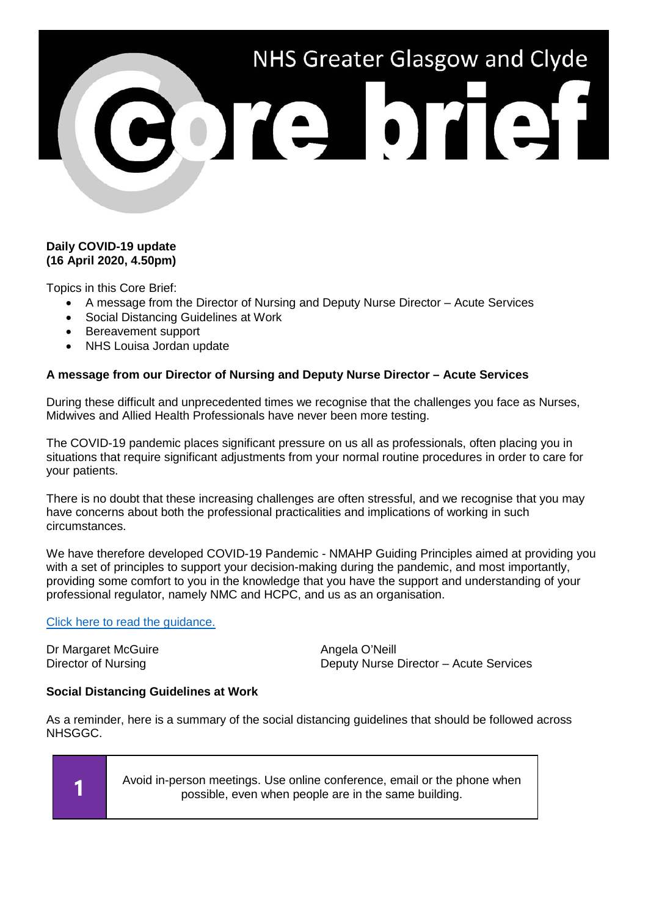# NHS Greater Glasgow and Clyde

# Core brief

**Daily COVID-19 update**
**(16 April 2020, 4.50pm)**

Topics in this Core Brief:

- A message from the Director of Nursing and Deputy Nurse Director – Acute Services
- Social Distancing Guidelines at Work
- Bereavement support
- NHS Louisa Jordan update

## A message from our Director of Nursing and Deputy Nurse Director – Acute Services

During these difficult and unprecedented times we recognise that the challenges you face as Nurses, Midwives and Allied Health Professionals have never been more testing.

The COVID-19 pandemic places significant pressure on us all as professionals, often placing you in situations that require significant adjustments from your normal routine procedures in order to care for your patients.

There is no doubt that these increasing challenges are often stressful, and we recognise that you may have concerns about both the professional practicalities and implications of working in such circumstances.

We have therefore developed COVID-19 Pandemic - NMAHP Guiding Principles aimed at providing you with a set of principles to support your decision-making during the pandemic, and most importantly, providing some comfort to you in the knowledge that you have the support and understanding of your professional regulator, namely NMC and HCPC, and us as an organisation.

Click here to read the guidance.

Dr Margaret McGuire
Director of Nursing

Angela O'Neill
Deputy Nurse Director – Acute Services

## Social Distancing Guidelines at Work

As a reminder, here is a summary of the social distancing guidelines that should be followed across NHSGGC.

| | |
|---|---|
| **1** | Avoid in-person meetings. Use online conference, email or the phone when possible, even when people are in the same building. |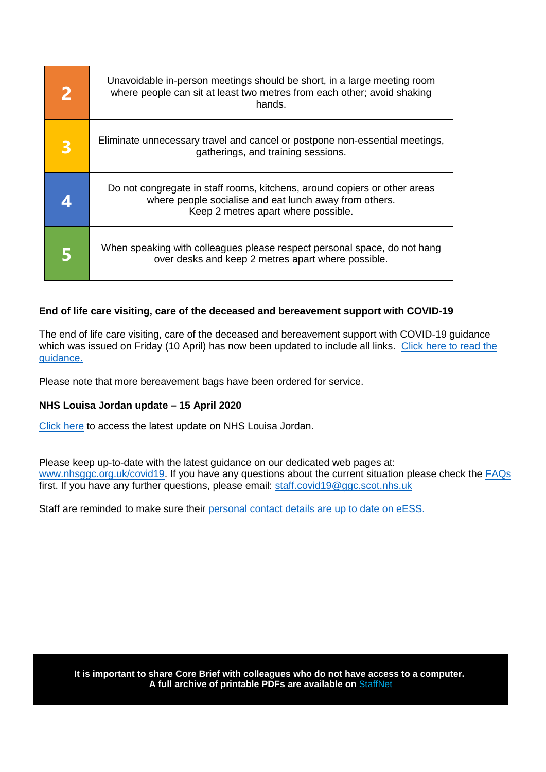| | |
|---|---|
| 2 | Unavoidable in-person meetings should be short, in a large meeting room where people can sit at least two metres from each other; avoid shaking hands. |
| 3 | Eliminate unnecessary travel and cancel or postpone non-essential meetings, gatherings, and training sessions. |
| 4 | Do not congregate in staff rooms, kitchens, around copiers or other areas where people socialise and eat lunch away from others. Keep 2 metres apart where possible. |
| 5 | When speaking with colleagues please respect personal space, do not hang over desks and keep 2 metres apart where possible. |

**End of life care visiting, care of the deceased and bereavement support with COVID-19**

The end of life care visiting, care of the deceased and bereavement support with COVID-19 guidance which was issued on Friday (10 April) has now been updated to include all links. Click here to read the guidance.

Please note that more bereavement bags have been ordered for service.

**NHS Louisa Jordan update – 15 April 2020**

Click here to access the latest update on NHS Louisa Jordan.

Please keep up-to-date with the latest guidance on our dedicated web pages at: www.nhsggc.org.uk/covid19. If you have any questions about the current situation please check the FAQs first. If you have any further questions, please email: staff.covid19@ggc.scot.nhs.uk

Staff are reminded to make sure their personal contact details are up to date on eSS.

**It is important to share Core Brief with colleagues who do not have access to a computer.**
**A full archive of printable PDFs are available on** StaffNet